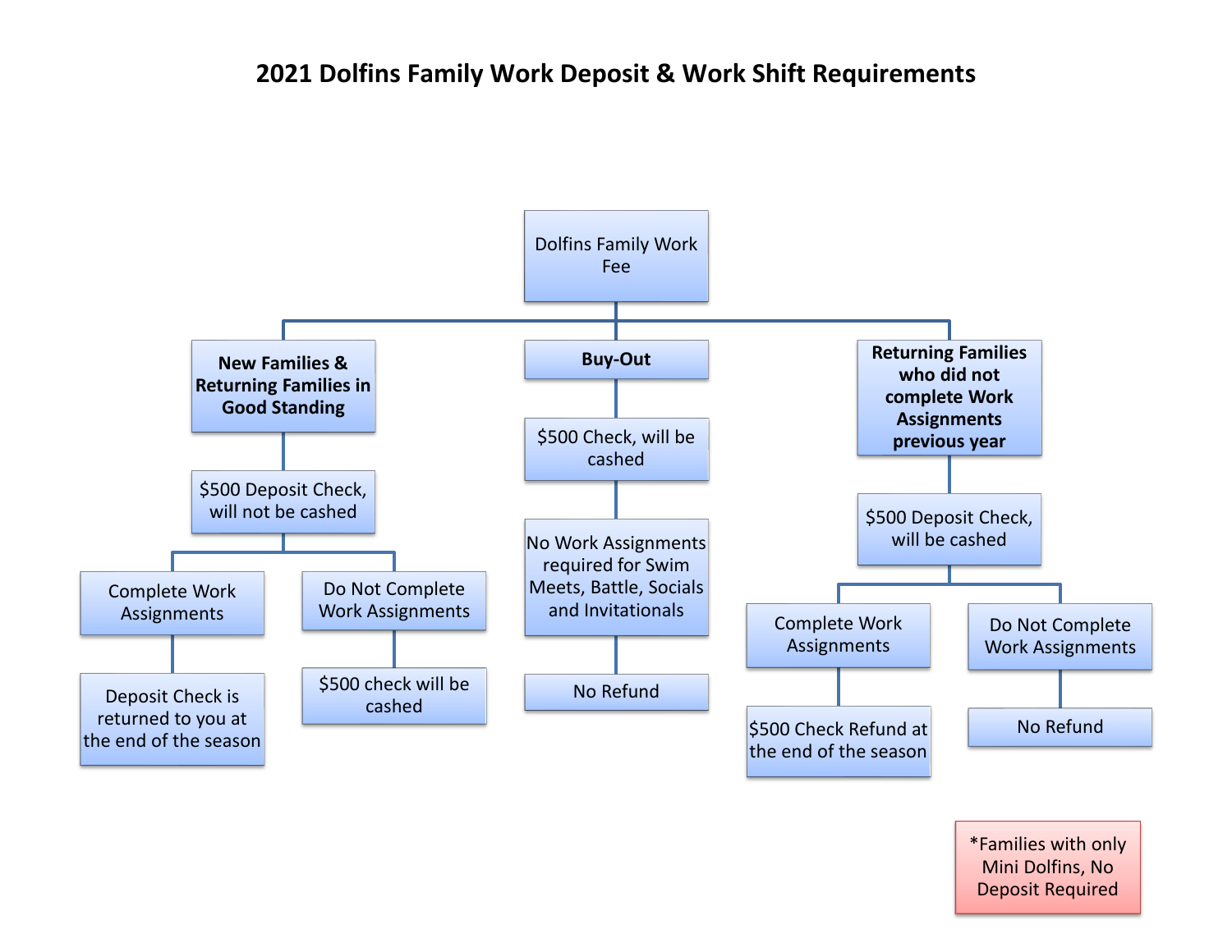# 2021 Dolfins Family Work Deposit & Work Shift Requirements

**Dolfins Family Work Fee**

- **New Families & Returning Families in Good Standing**
  - $500 Deposit Check, will not be cashed
    - Complete Work Assignments
      - Deposit Check is returned to you at the end of the season
    - Do Not Complete Work Assignments
      - $500 check will be cashed
- **Buy-Out**
  - $500 Check, will be cashed
    - No Work Assignments required for Swim Meets, Battle, Socials and Invitationals
      - No Refund
- **Returning Families who did not complete Work Assignments previous year**
  - $500 Deposit Check, will be cashed
    - Complete Work Assignments
      - $500 Check Refund at the end of the season
    - Do Not Complete Work Assignments
      - No Refund

*Families with only Mini Dolfins, No Deposit Required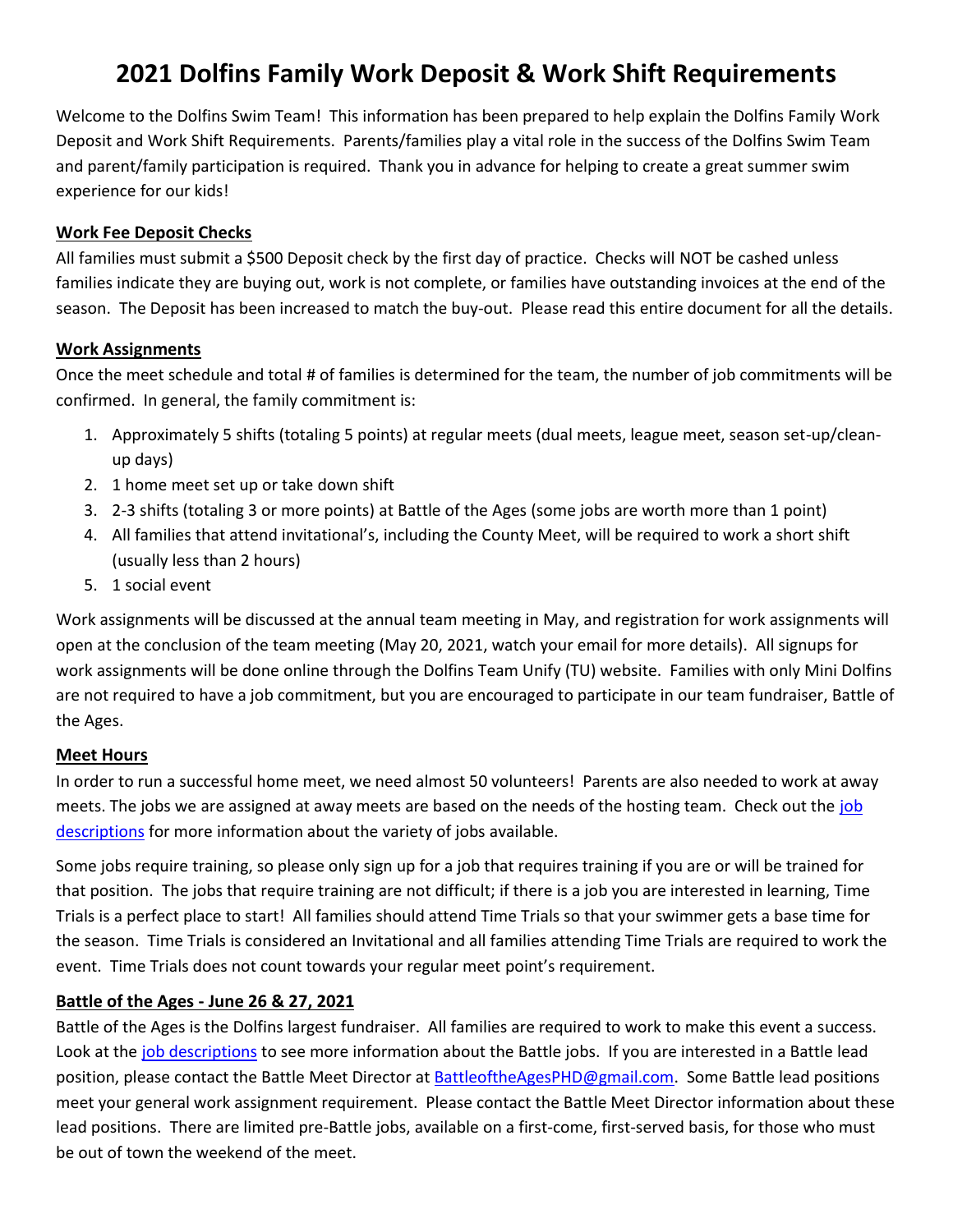# 2021 Dolfins Family Work Deposit & Work Shift Requirements

Welcome to the Dolfins Swim Team! This information has been prepared to help explain the Dolfins Family Work Deposit and Work Shift Requirements. Parents/families play a vital role in the success of the Dolfins Swim Team and parent/family participation is required. Thank you in advance for helping to create a great summer swim experience for our kids!

## Work Fee Deposit Checks

All families must submit a $500 Deposit check by the first day of practice. Checks will NOT be cashed unless families indicate they are buying out, work is not complete, or families have outstanding invoices at the end of the season. The Deposit has been increased to match the buy-out. Please read this entire document for all the details.

## Work Assignments

Once the meet schedule and total # of families is determined for the team, the number of job commitments will be confirmed. In general, the family commitment is:

1. Approximately 5 shifts (totaling 5 points) at regular meets (dual meets, league meet, season set-up/clean-up days)
2. 1 home meet set up or take down shift
3. 2-3 shifts (totaling 3 or more points) at Battle of the Ages (some jobs are worth more than 1 point)
4. All families that attend invitational's, including the County Meet, will be required to work a short shift (usually less than 2 hours)
5. 1 social event

Work assignments will be discussed at the annual team meeting in May, and registration for work assignments will open at the conclusion of the team meeting (May 20, 2021, watch your email for more details). All signups for work assignments will be done online through the Dolfins Team Unify (TU) website. Families with only Mini Dolfins are not required to have a job commitment, but you are encouraged to participate in our team fundraiser, Battle of the Ages.

## Meet Hours

In order to run a successful home meet, we need almost 50 volunteers! Parents are also needed to work at away meets. The jobs we are assigned at away meets are based on the needs of the hosting team. Check out the job descriptions for more information about the variety of jobs available.

Some jobs require training, so please only sign up for a job that requires training if you are or will be trained for that position. The jobs that require training are not difficult; if there is a job you are interested in learning, Time Trials is a perfect place to start! All families should attend Time Trials so that your swimmer gets a base time for the season. Time Trials is considered an Invitational and all families attending Time Trials are required to work the event. Time Trials does not count towards your regular meet point's requirement.

## Battle of the Ages - June 26 & 27, 2021

Battle of the Ages is the Dolfins largest fundraiser. All families are required to work to make this event a success. Look at the job descriptions to see more information about the Battle jobs. If you are interested in a Battle lead position, please contact the Battle Meet Director at BattleoftheAgesPHD@gmail.com. Some Battle lead positions meet your general work assignment requirement. Please contact the Battle Meet Director information about these lead positions. There are limited pre-Battle jobs, available on a first-come, first-served basis, for those who must be out of town the weekend of the meet.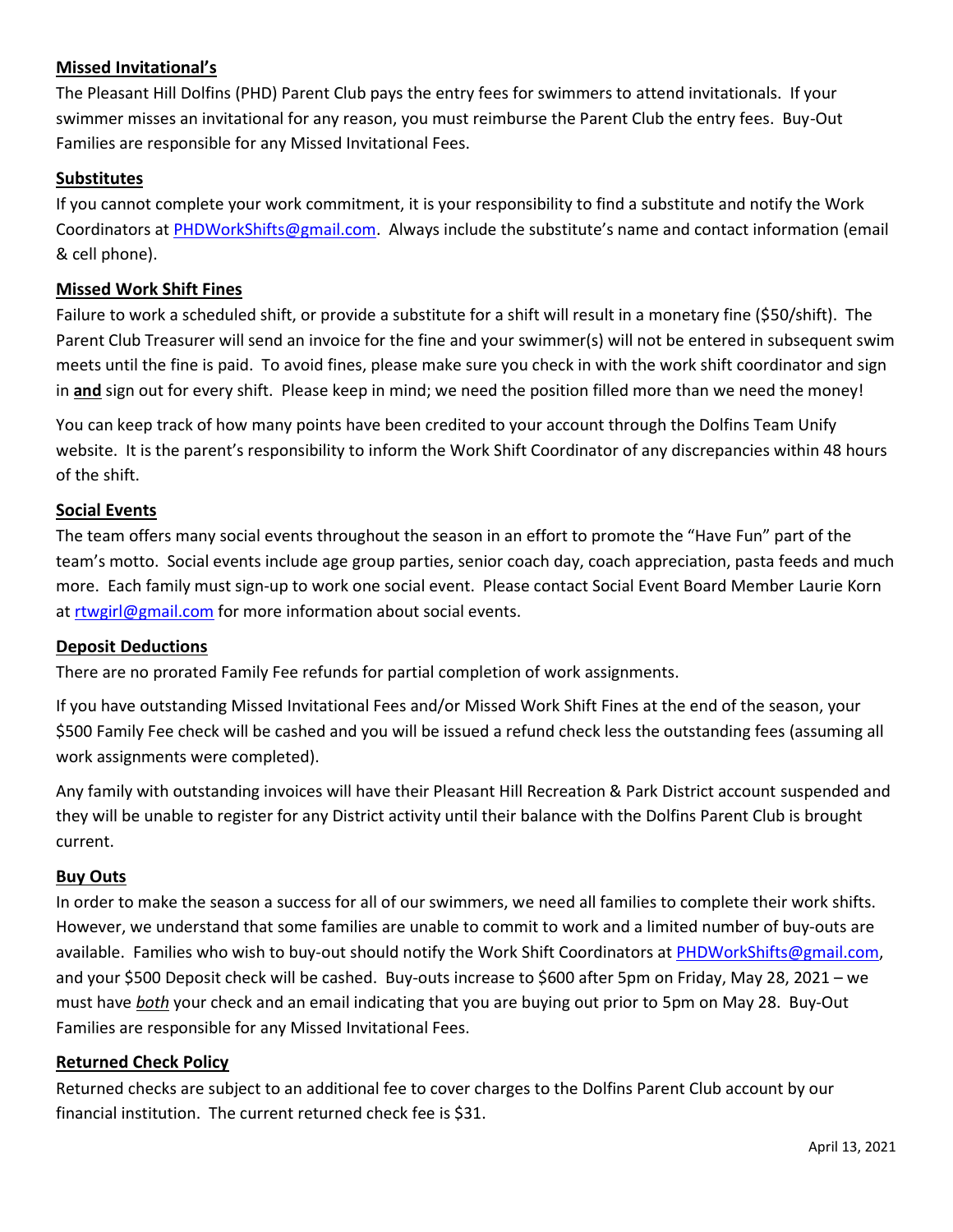## Missed Invitational's

The Pleasant Hill Dolfins (PHD) Parent Club pays the entry fees for swimmers to attend invitationals. If your swimmer misses an invitational for any reason, you must reimburse the Parent Club the entry fees. Buy-Out Families are responsible for any Missed Invitational Fees.

## Substitutes

If you cannot complete your work commitment, it is your responsibility to find a substitute and notify the Work Coordinators at PHDWorkShifts@gmail.com. Always include the substitute's name and contact information (email & cell phone).

## Missed Work Shift Fines

Failure to work a scheduled shift, or provide a substitute for a shift will result in a monetary fine ($50/shift). The Parent Club Treasurer will send an invoice for the fine and your swimmer(s) will not be entered in subsequent swim meets until the fine is paid. To avoid fines, please make sure you check in with the work shift coordinator and sign in **and** sign out for every shift. Please keep in mind; we need the position filled more than we need the money!

You can keep track of how many points have been credited to your account through the Dolfins Team Unify website. It is the parent's responsibility to inform the Work Shift Coordinator of any discrepancies within 48 hours of the shift.

## Social Events

The team offers many social events throughout the season in an effort to promote the "Have Fun" part of the team's motto. Social events include age group parties, senior coach day, coach appreciation, pasta feeds and much more. Each family must sign-up to work one social event. Please contact Social Event Board Member Laurie Korn at rtwgirl@gmail.com for more information about social events.

## Deposit Deductions

There are no prorated Family Fee refunds for partial completion of work assignments.

If you have outstanding Missed Invitational Fees and/or Missed Work Shift Fines at the end of the season, your $500 Family Fee check will be cashed and you will be issued a refund check less the outstanding fees (assuming all work assignments were completed).

Any family with outstanding invoices will have their Pleasant Hill Recreation & Park District account suspended and they will be unable to register for any District activity until their balance with the Dolfins Parent Club is brought current.

## Buy Outs

In order to make the season a success for all of our swimmers, we need all families to complete their work shifts. However, we understand that some families are unable to commit to work and a limited number of buy-outs are available. Families who wish to buy-out should notify the Work Shift Coordinators at PHDWorkShifts@gmail.com, and your $500 Deposit check will be cashed. Buy-outs increase to $600 after 5pm on Friday, May 28, 2021 – we must have ***both*** your check and an email indicating that you are buying out prior to 5pm on May 28. Buy-Out Families are responsible for any Missed Invitational Fees.

## Returned Check Policy

Returned checks are subject to an additional fee to cover charges to the Dolfins Parent Club account by our financial institution. The current returned check fee is $31.

April 13, 2021